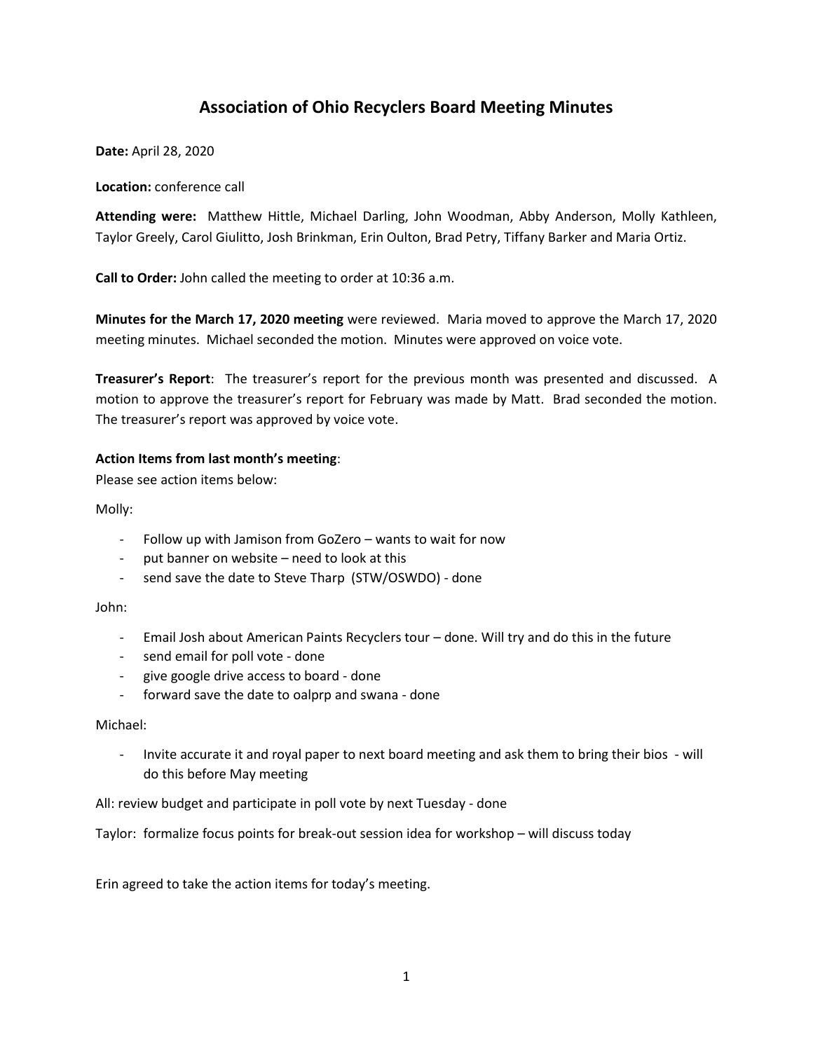# Association of Ohio Recyclers Board Meeting Minutes

**Date:** April 28, 2020

**Location:** conference call

**Attending were:** Matthew Hittle, Michael Darling, John Woodman, Abby Anderson, Molly Kathleen, Taylor Greely, Carol Giulitto, Josh Brinkman, Erin Oulton, Brad Petry, Tiffany Barker and Maria Ortiz.

**Call to Order:** John called the meeting to order at 10:36 a.m.

**Minutes for the March 17, 2020 meeting** were reviewed. Maria moved to approve the March 17, 2020 meeting minutes. Michael seconded the motion. Minutes were approved on voice vote.

**Treasurer's Report**: The treasurer's report for the previous month was presented and discussed. A motion to approve the treasurer's report for February was made by Matt. Brad seconded the motion. The treasurer's report was approved by voice vote.

**Action Items from last month's meeting**:

Please see action items below:

Molly:

- Follow up with Jamison from GoZero – wants to wait for now
- put banner on website – need to look at this
- send save the date to Steve Tharp (STW/OSWDO) - done

John:

- Email Josh about American Paints Recyclers tour – done. Will try and do this in the future
- send email for poll vote - done
- give google drive access to board - done
- forward save the date to oalprp and swana - done

Michael:

- Invite accurate it and royal paper to next board meeting and ask them to bring their bios - will do this before May meeting

All: review budget and participate in poll vote by next Tuesday - done

Taylor: formalize focus points for break-out session idea for workshop – will discuss today

Erin agreed to take the action items for today's meeting.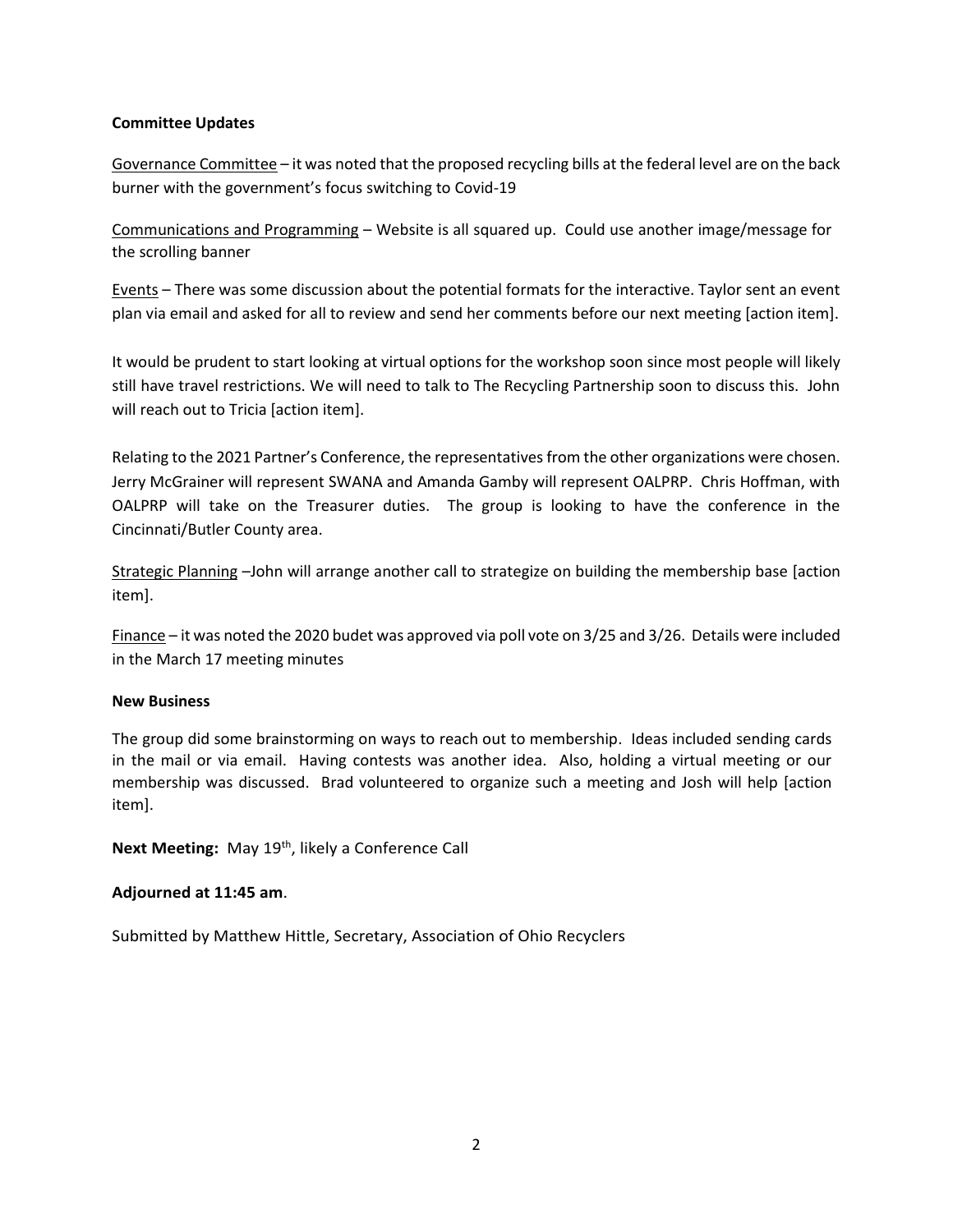**Committee Updates**

Governance Committee – it was noted that the proposed recycling bills at the federal level are on the back burner with the government's focus switching to Covid-19

Communications and Programming – Website is all squared up. Could use another image/message for the scrolling banner

Events – There was some discussion about the potential formats for the interactive. Taylor sent an event plan via email and asked for all to review and send her comments before our next meeting [action item].

It would be prudent to start looking at virtual options for the workshop soon since most people will likely still have travel restrictions. We will need to talk to The Recycling Partnership soon to discuss this. John will reach out to Tricia [action item].

Relating to the 2021 Partner's Conference, the representatives from the other organizations were chosen. Jerry McGrainer will represent SWANA and Amanda Gamby will represent OALPRP. Chris Hoffman, with OALPRP will take on the Treasurer duties. The group is looking to have the conference in the Cincinnati/Butler County area.

Strategic Planning –John will arrange another call to strategize on building the membership base [action item].

Finance – it was noted the 2020 budet was approved via poll vote on 3/25 and 3/26. Details were included in the March 17 meeting minutes

**New Business**

The group did some brainstorming on ways to reach out to membership. Ideas included sending cards in the mail or via email. Having contests was another idea. Also, holding a virtual meeting or our membership was discussed. Brad volunteered to organize such a meeting and Josh will help [action item].

**Next Meeting:** May 19th, likely a Conference Call

**Adjourned at 11:45 am**.

Submitted by Matthew Hittle, Secretary, Association of Ohio Recyclers